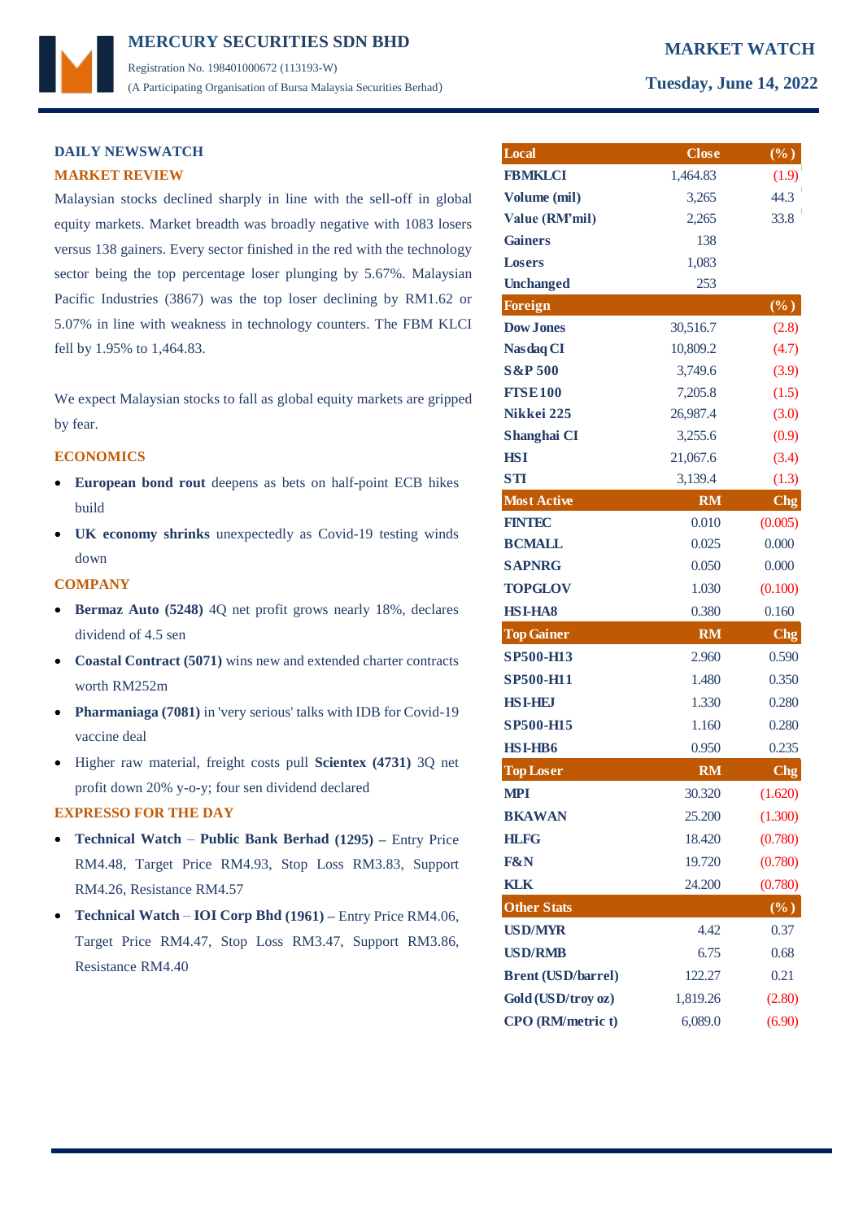# MERCURY SECURITIES SDN BHD

Registration No. 198401000672 (113193-W)
(A Participating Organisation of Bursa Malaysia Securities Berhad)

**MARKET WATCH**
**Tuesday, June 14, 2022**

## DAILY NEWSWATCH

### MARKET REVIEW

Malaysian stocks declined sharply in line with the sell-off in global equity markets. Market breadth was broadly negative with 1083 losers versus 138 gainers. Every sector finished in the red with the technology sector being the top percentage loser plunging by 5.67%. Malaysian Pacific Industries (3867) was the top loser declining by RM1.62 or 5.07% in line with weakness in technology counters. The FBM KLCI fell by 1.95% to 1,464.83.

We expect Malaysian stocks to fall as global equity markets are gripped by fear.

### ECONOMICS

- **European bond rout** deepens as bets on half-point ECB hikes build
- **UK economy shrinks** unexpectedly as Covid-19 testing winds down

### COMPANY

- **Bermaz Auto (5248)** 4Q net profit grows nearly 18%, declares dividend of 4.5 sen
- **Coastal Contract (5071)** wins new and extended charter contracts worth RM252m
- **Pharmaniaga (7081)** in 'very serious' talks with IDB for Covid-19 vaccine deal
- Higher raw material, freight costs pull **Scientex (4731)** 3Q net profit down 20% y-o-y; four sen dividend declared

### EXPRESSO FOR THE DAY

- **Technical Watch** – **Public Bank Berhad (1295) –** Entry Price RM4.48, Target Price RM4.93, Stop Loss RM3.83, Support RM4.26, Resistance RM4.57
- **Technical Watch** – **IOI Corp Bhd (1961) –** Entry Price RM4.06, Target Price RM4.47, Stop Loss RM3.47, Support RM3.86, Resistance RM4.40

| Local | Close | (%) |
|---|---|---|
| FBMKLCI | 1,464.83 | (1.9) |
| Volume (mil) | 3,265 | 44.3 |
| Value (RM'mil) | 2,265 | 33.8 |
| Gainers | 138 | |
| Losers | 1,083 | |
| Unchanged | 253 | |
| **Foreign** | | **(%)** |
| Dow Jones | 30,516.7 | (2.8) |
| Nasdaq CI | 10,809.2 | (4.7) |
| S&P 500 | 3,749.6 | (3.9) |
| FTSE 100 | 7,205.8 | (1.5) |
| Nikkei 225 | 26,987.4 | (3.0) |
| Shanghai CI | 3,255.6 | (0.9) |
| HSI | 21,067.6 | (3.4) |
| STI | 3,139.4 | (1.3) |
| **Most Active** | **RM** | **Chg** |
| FINTEC | 0.010 | (0.005) |
| BCMALL | 0.025 | 0.000 |
| SAPNRG | 0.050 | 0.000 |
| TOPGLOV | 1.030 | (0.100) |
| HSI-HA8 | 0.380 | 0.160 |
| **Top Gainer** | **RM** | **Chg** |
| SP500-H13 | 2.960 | 0.590 |
| SP500-H11 | 1.480 | 0.350 |
| HSI-HEJ | 1.330 | 0.280 |
| SP500-H15 | 1.160 | 0.280 |
| HSI-HB6 | 0.950 | 0.235 |
| **Top Loser** | **RM** | **Chg** |
| MPI | 30.320 | (1.620) |
| BKAWAN | 25.200 | (1.300) |
| HLFG | 18.420 | (0.780) |
| F&N | 19.720 | (0.780) |
| KLK | 24.200 | (0.780) |
| **Other Stats** | | **(%)** |
| USD/MYR | 4.42 | 0.37 |
| USD/RMB | 6.75 | 0.68 |
| Brent (USD/barrel) | 122.27 | 0.21 |
| Gold (USD/troy oz) | 1,819.26 | (2.80) |
| CPO (RM/metric t) | 6,089.0 | (6.90) |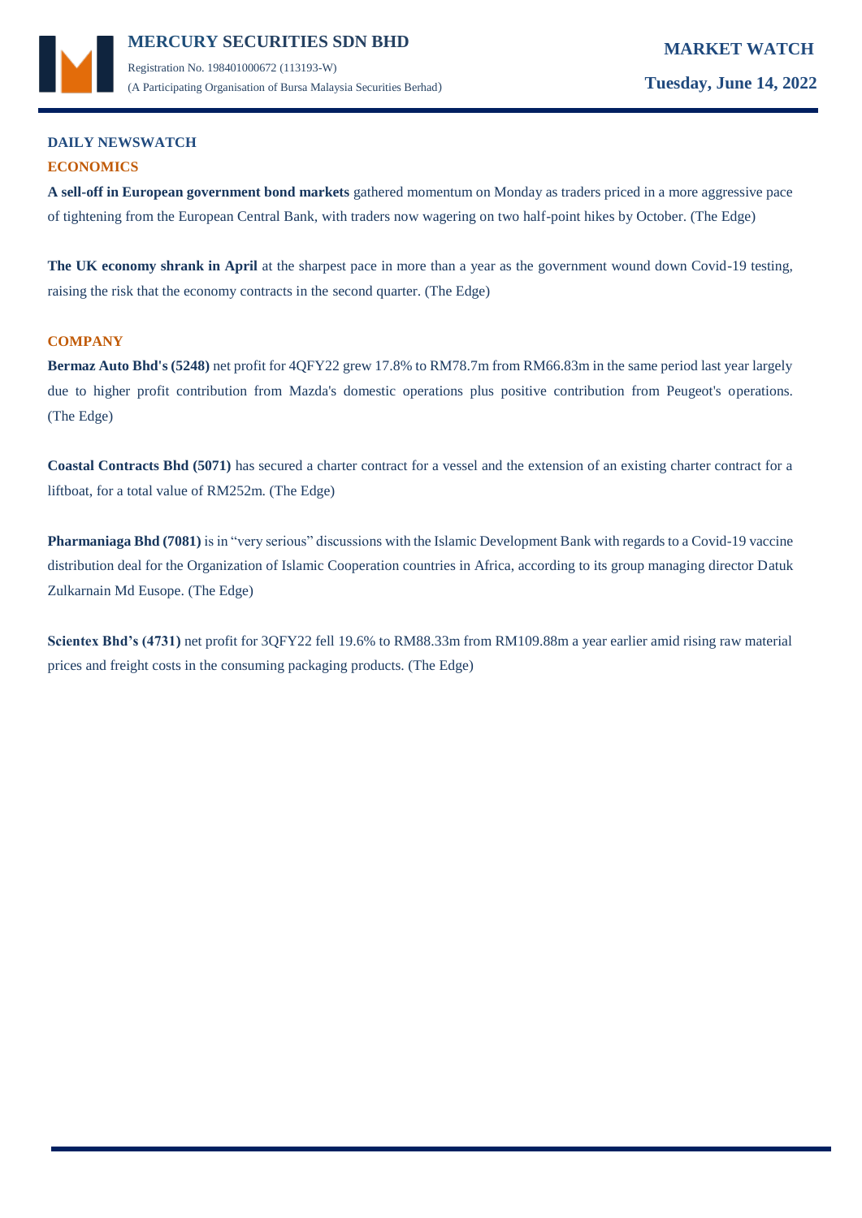## DAILY NEWSWATCH

### ECONOMICS

**A sell-off in European government bond markets** gathered momentum on Monday as traders priced in a more aggressive pace of tightening from the European Central Bank, with traders now wagering on two half-point hikes by October. (The Edge)

**The UK economy shrank in April** at the sharpest pace in more than a year as the government wound down Covid-19 testing, raising the risk that the economy contracts in the second quarter. (The Edge)

### COMPANY

**Bermaz Auto Bhd's (5248)** net profit for 4QFY22 grew 17.8% to RM78.7m from RM66.83m in the same period last year largely due to higher profit contribution from Mazda's domestic operations plus positive contribution from Peugeot's operations. (The Edge)

**Coastal Contracts Bhd (5071)** has secured a charter contract for a vessel and the extension of an existing charter contract for a liftboat, for a total value of RM252m. (The Edge)

**Pharmaniaga Bhd (7081)** is in "very serious" discussions with the Islamic Development Bank with regards to a Covid-19 vaccine distribution deal for the Organization of Islamic Cooperation countries in Africa, according to its group managing director Datuk Zulkarnain Md Eusope. (The Edge)

**Scientex Bhd's (4731)** net profit for 3QFY22 fell 19.6% to RM88.33m from RM109.88m a year earlier amid rising raw material prices and freight costs in the consuming packaging products. (The Edge)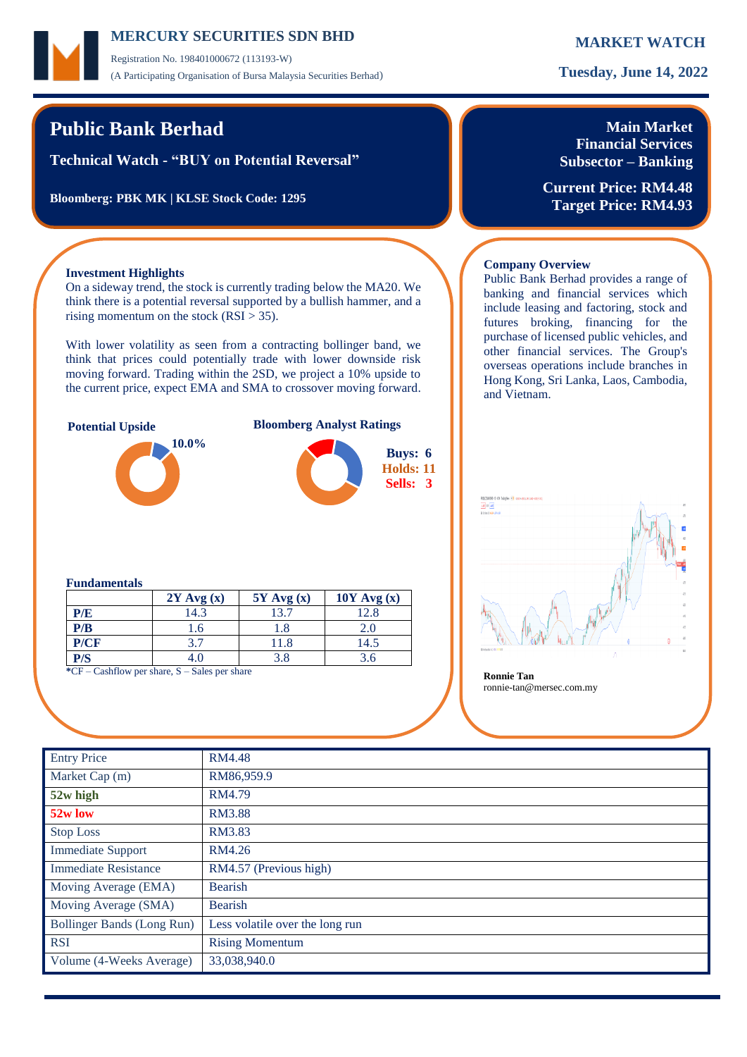# Public Bank Berhad

**Technical Watch - "BUY on Potential Reversal"**

**Bloomberg: PBK MK | KLSE Stock Code: 1295**

**Main Market**
**Financial Services**
**Subsector – Banking**

**Current Price: RM4.48**
**Target Price: RM4.93**

### Investment Highlights

On a sideway trend, the stock is currently trading below the MA20. We think there is a potential reversal supported by a bullish hammer, and a rising momentum on the stock (RSI > 35).

With lower volatility as seen from a contracting bollinger band, we think that prices could potentially trade with lower downside risk moving forward. Trading within the 2SD, we project a 10% upside to the current price, expect EMA and SMA to crossover moving forward.

**Potential Upside**

**10.0%**

**Bloomberg Analyst Ratings**

**Buys: 6**
**Holds: 11**
**Sells: 3**

### Fundamentals

| | 2Y Avg (x) | 5Y Avg (x) | 10Y Avg (x) |
|---|---|---|---|
| **P/E** | 14.3 | 13.7 | 12.8 |
| **P/B** | 1.6 | 1.8 | 2.0 |
| **P/CF** | 3.7 | 11.8 | 14.5 |
| **P/S** | 4.0 | 3.8 | 3.6 |

*CF – Cashflow per share, S – Sales per share

### Company Overview

Public Bank Berhad provides a range of banking and financial services which include leasing and factoring, stock and futures broking, financing for the purchase of licensed public vehicles, and other financial services. The Group's overseas operations include branches in Hong Kong, Sri Lanka, Laos, Cambodia, and Vietnam.

**Ronnie Tan**
ronnie-tan@mersec.com.my

| | |
|---|---|
| Entry Price | RM4.48 |
| Market Cap (m) | RM86,959.9 |
| **52w high** | RM4.79 |
| **52w low** | RM3.88 |
| Stop Loss | RM3.83 |
| Immediate Support | RM4.26 |
| Immediate Resistance | RM4.57 (Previous high) |
| Moving Average (EMA) | Bearish |
| Moving Average (SMA) | Bearish |
| Bollinger Bands (Long Run) | Less volatile over the long run |
| RSI | Rising Momentum |
| Volume (4-Weeks Average) | 33,038,940.0 |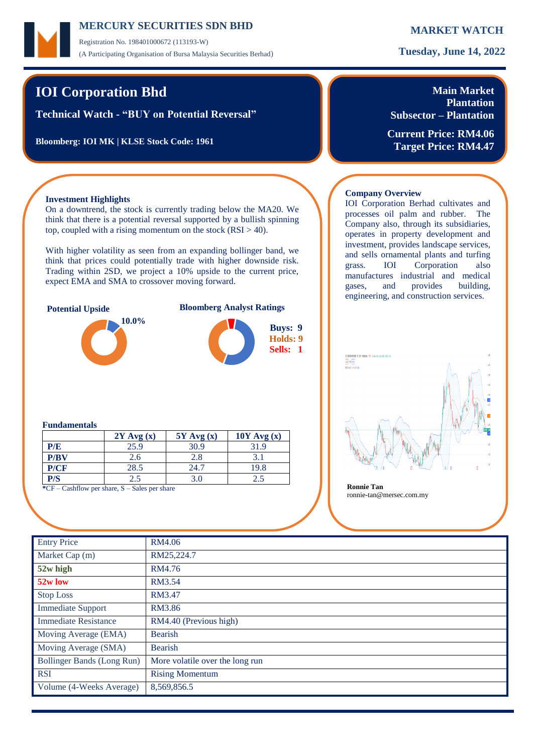# MERCURY SECURITIES SDN BHD

Registration No. 198401000672 (113193-W)

(A Participating Organisation of Bursa Malaysia Securities Berhad)

**MARKET WATCH**

**Tuesday, June 14, 2022**

## IOI Corporation Bhd

**Technical Watch - "BUY on Potential Reversal"**

**Bloomberg: IOI MK | KLSE Stock Code: 1961**

**Main Market**
**Plantation**
**Subsector – Plantation**

**Current Price: RM4.06**
**Target Price: RM4.47**

### Investment Highlights

On a downtrend, the stock is currently trading below the MA20. We think that there is a potential reversal supported by a bullish spinning top, coupled with a rising momentum on the stock (RSI > 40).

With higher volatility as seen from an expanding bollinger band, we think that prices could potentially trade with higher downside risk. Trading within 2SD, we project a 10% upside to the current price, expect EMA and SMA to crossover moving forward.

**Potential Upside**

10.0%

**Bloomberg Analyst Ratings**

Buys: 9
Holds: 9
Sells: 1

### Company Overview

IOI Corporation Berhad cultivates and processes oil palm and rubber. The Company also, through its subsidiaries, operates in property development and investment, provides landscape services, and sells ornamental plants and turfing grass. IOI Corporation also manufactures industrial and medical gases, and provides building, engineering, and construction services.

**Ronnie Tan**
ronnie-tan@mersec.com.my

### Fundamentals

| | 2Y Avg (x) | 5Y Avg (x) | 10Y Avg (x) |
|---|---|---|---|
| P/E | 25.9 | 30.9 | 31.9 |
| P/BV | 2.6 | 2.8 | 3.1 |
| P/CF | 28.5 | 24.7 | 19.8 |
| P/S | 2.5 | 3.0 | 2.5 |

*CF – Cashflow per share, S – Sales per share

| | |
|---|---|
| Entry Price | RM4.06 |
| Market Cap (m) | RM25,224.7 |
| **52w high** | RM4.76 |
| **52w low** | RM3.54 |
| Stop Loss | RM3.47 |
| Immediate Support | RM3.86 |
| Immediate Resistance | RM4.40 (Previous high) |
| Moving Average (EMA) | Bearish |
| Moving Average (SMA) | Bearish |
| Bollinger Bands (Long Run) | More volatile over the long run |
| RSI | Rising Momentum |
| Volume (4-Weeks Average) | 8,569,856.5 |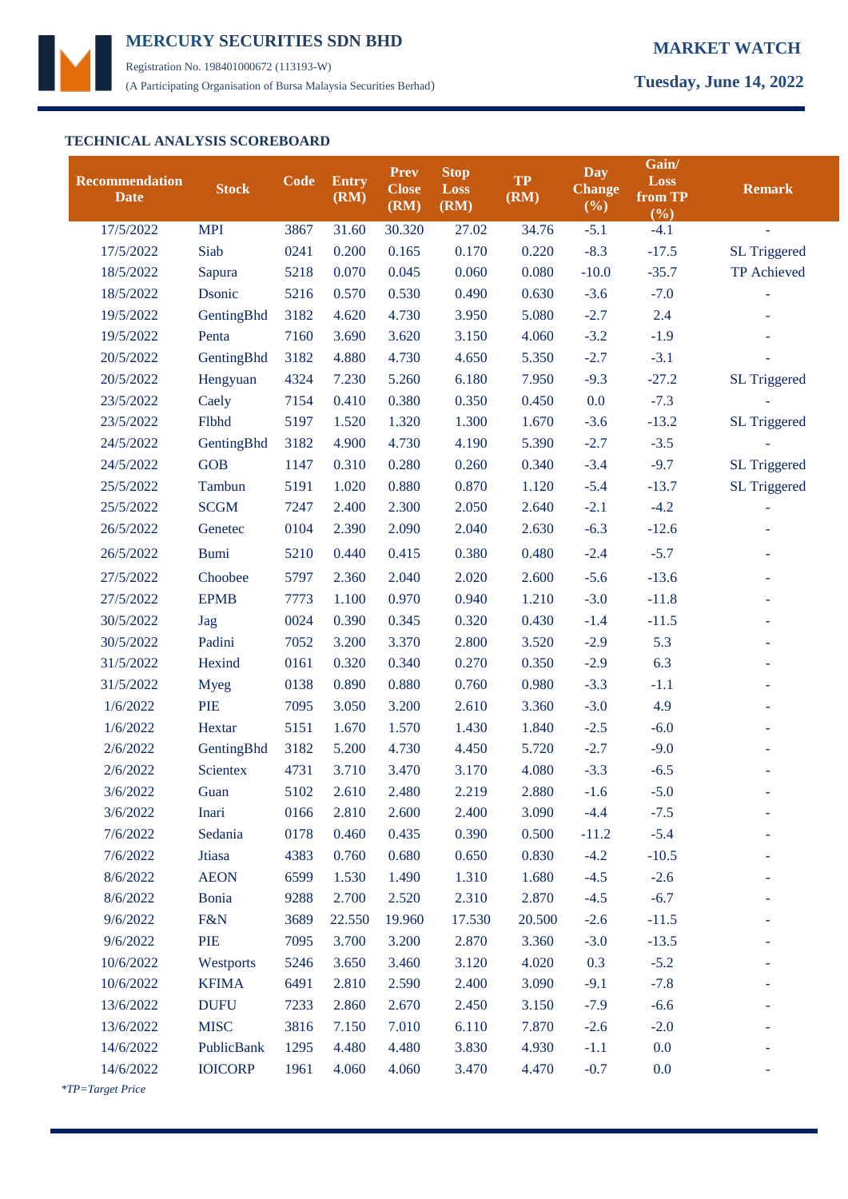# MERCURY SECURITIES SDN BHD

Registration No. 198401000672 (113193-W)

(A Participating Organisation of Bursa Malaysia Securities Berhad)

**MARKET WATCH**

**Tuesday, June 14, 2022**

## TECHNICAL ANALYSIS SCOREBOARD

| Recommendation Date | Stock | Code | Entry (RM) | Prev Close (RM) | Stop Loss (RM) | TP (RM) | Day Change (%) | Gain/ Loss from TP (%) | Remark |
|---|---|---|---|---|---|---|---|---|---|
| 17/5/2022 | MPI | 3867 | 31.60 | 30.320 | 27.02 | 34.76 | -5.1 | -4.1 | - |
| 17/5/2022 | Siab | 0241 | 0.200 | 0.165 | 0.170 | 0.220 | -8.3 | -17.5 | SL Triggered |
| 18/5/2022 | Sapura | 5218 | 0.070 | 0.045 | 0.060 | 0.080 | -10.0 | -35.7 | TP Achieved |
| 18/5/2022 | Dsonic | 5216 | 0.570 | 0.530 | 0.490 | 0.630 | -3.6 | -7.0 | - |
| 19/5/2022 | GentingBhd | 3182 | 4.620 | 4.730 | 3.950 | 5.080 | -2.7 | 2.4 | - |
| 19/5/2022 | Penta | 7160 | 3.690 | 3.620 | 3.150 | 4.060 | -3.2 | -1.9 | - |
| 20/5/2022 | GentingBhd | 3182 | 4.880 | 4.730 | 4.650 | 5.350 | -2.7 | -3.1 | - |
| 20/5/2022 | Hengyuan | 4324 | 7.230 | 5.260 | 6.180 | 7.950 | -9.3 | -27.2 | SL Triggered |
| 23/5/2022 | Caely | 7154 | 0.410 | 0.380 | 0.350 | 0.450 | 0.0 | -7.3 | - |
| 23/5/2022 | Flbhd | 5197 | 1.520 | 1.320 | 1.300 | 1.670 | -3.6 | -13.2 | SL Triggered |
| 24/5/2022 | GentingBhd | 3182 | 4.900 | 4.730 | 4.190 | 5.390 | -2.7 | -3.5 | - |
| 24/5/2022 | GOB | 1147 | 0.310 | 0.280 | 0.260 | 0.340 | -3.4 | -9.7 | SL Triggered |
| 25/5/2022 | Tambun | 5191 | 1.020 | 0.880 | 0.870 | 1.120 | -5.4 | -13.7 | SL Triggered |
| 25/5/2022 | SCGM | 7247 | 2.400 | 2.300 | 2.050 | 2.640 | -2.1 | -4.2 | - |
| 26/5/2022 | Genetec | 0104 | 2.390 | 2.090 | 2.040 | 2.630 | -6.3 | -12.6 | - |
| 26/5/2022 | Bumi | 5210 | 0.440 | 0.415 | 0.380 | 0.480 | -2.4 | -5.7 | - |
| 27/5/2022 | Choobee | 5797 | 2.360 | 2.040 | 2.020 | 2.600 | -5.6 | -13.6 | - |
| 27/5/2022 | EPMB | 7773 | 1.100 | 0.970 | 0.940 | 1.210 | -3.0 | -11.8 | - |
| 30/5/2022 | Jag | 0024 | 0.390 | 0.345 | 0.320 | 0.430 | -1.4 | -11.5 | - |
| 30/5/2022 | Padini | 7052 | 3.200 | 3.370 | 2.800 | 3.520 | -2.9 | 5.3 | - |
| 31/5/2022 | Hexind | 0161 | 0.320 | 0.340 | 0.270 | 0.350 | -2.9 | 6.3 | - |
| 31/5/2022 | Myeg | 0138 | 0.890 | 0.880 | 0.760 | 0.980 | -3.3 | -1.1 | - |
| 1/6/2022 | PIE | 7095 | 3.050 | 3.200 | 2.610 | 3.360 | -3.0 | 4.9 | - |
| 1/6/2022 | Hextar | 5151 | 1.670 | 1.570 | 1.430 | 1.840 | -2.5 | -6.0 | - |
| 2/6/2022 | GentingBhd | 3182 | 5.200 | 4.730 | 4.450 | 5.720 | -2.7 | -9.0 | - |
| 2/6/2022 | Scientex | 4731 | 3.710 | 3.470 | 3.170 | 4.080 | -3.3 | -6.5 | - |
| 3/6/2022 | Guan | 5102 | 2.610 | 2.480 | 2.219 | 2.880 | -1.6 | -5.0 | - |
| 3/6/2022 | Inari | 0166 | 2.810 | 2.600 | 2.400 | 3.090 | -4.4 | -7.5 | - |
| 7/6/2022 | Sedania | 0178 | 0.460 | 0.435 | 0.390 | 0.500 | -11.2 | -5.4 | - |
| 7/6/2022 | Jtiasa | 4383 | 0.760 | 0.680 | 0.650 | 0.830 | -4.2 | -10.5 | - |
| 8/6/2022 | AEON | 6599 | 1.530 | 1.490 | 1.310 | 1.680 | -4.5 | -2.6 | - |
| 8/6/2022 | Bonia | 9288 | 2.700 | 2.520 | 2.310 | 2.870 | -4.5 | -6.7 | - |
| 9/6/2022 | F&N | 3689 | 22.550 | 19.960 | 17.530 | 20.500 | -2.6 | -11.5 | - |
| 9/6/2022 | PIE | 7095 | 3.700 | 3.200 | 2.870 | 3.360 | -3.0 | -13.5 | - |
| 10/6/2022 | Westports | 5246 | 3.650 | 3.460 | 3.120 | 4.020 | 0.3 | -5.2 | - |
| 10/6/2022 | KFIMA | 6491 | 2.810 | 2.590 | 2.400 | 3.090 | -9.1 | -7.8 | - |
| 13/6/2022 | DUFU | 7233 | 2.860 | 2.670 | 2.450 | 3.150 | -7.9 | -6.6 | - |
| 13/6/2022 | MISC | 3816 | 7.150 | 7.010 | 6.110 | 7.870 | -2.6 | -2.0 | - |
| 14/6/2022 | PublicBank | 1295 | 4.480 | 4.480 | 3.830 | 4.930 | -1.1 | 0.0 | - |
| 14/6/2022 | IOICORP | 1961 | 4.060 | 4.060 | 3.470 | 4.470 | -0.7 | 0.0 | - |

*\*TP=Target Price*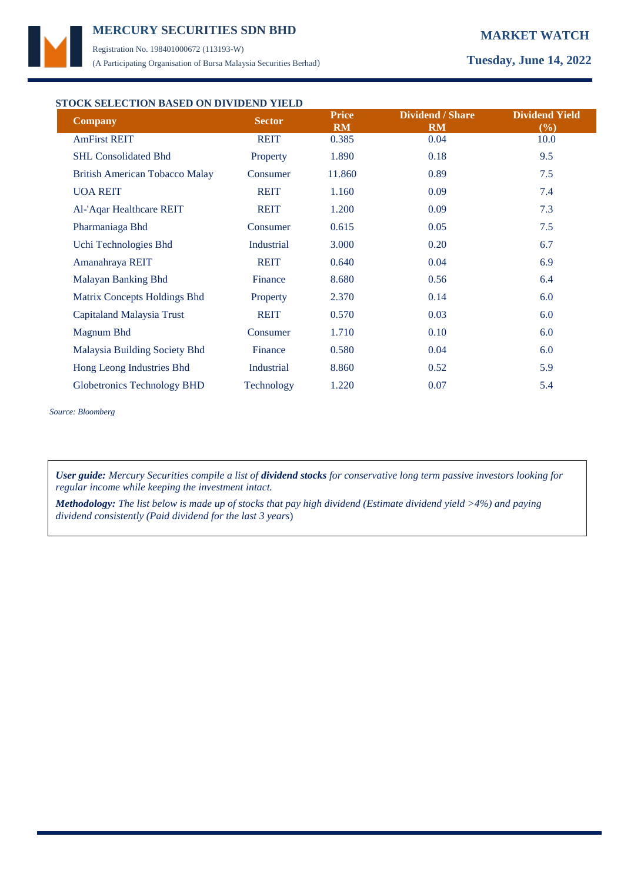## STOCK SELECTION BASED ON DIVIDEND YIELD

| Company | Sector | Price RM | Dividend / Share RM | Dividend Yield (%) |
|---|---|---|---|---|
| AmFirst REIT | REIT | 0.385 | 0.04 | 10.0 |
| SHL Consolidated Bhd | Property | 1.890 | 0.18 | 9.5 |
| British American Tobacco Malay | Consumer | 11.860 | 0.89 | 7.5 |
| UOA REIT | REIT | 1.160 | 0.09 | 7.4 |
| Al-'Aqar Healthcare REIT | REIT | 1.200 | 0.09 | 7.3 |
| Pharmaniaga Bhd | Consumer | 0.615 | 0.05 | 7.5 |
| Uchi Technologies Bhd | Industrial | 3.000 | 0.20 | 6.7 |
| Amanahraya REIT | REIT | 0.640 | 0.04 | 6.9 |
| Malayan Banking Bhd | Finance | 8.680 | 0.56 | 6.4 |
| Matrix Concepts Holdings Bhd | Property | 2.370 | 0.14 | 6.0 |
| Capitaland Malaysia Trust | REIT | 0.570 | 0.03 | 6.0 |
| Magnum Bhd | Consumer | 1.710 | 0.10 | 6.0 |
| Malaysia Building Society Bhd | Finance | 0.580 | 0.04 | 6.0 |
| Hong Leong Industries Bhd | Industrial | 8.860 | 0.52 | 5.9 |
| Globetronics Technology BHD | Technology | 1.220 | 0.07 | 5.4 |

*Source: Bloomberg*

***User guide:*** *Mercury Securities compile a list of* ***dividend stocks*** *for conservative long term passive investors looking for regular income while keeping the investment intact.*

***Methodology:*** *The list below is made up of stocks that pay high dividend (Estimate dividend yield >4%) and paying dividend consistently (Paid dividend for the last 3 years)*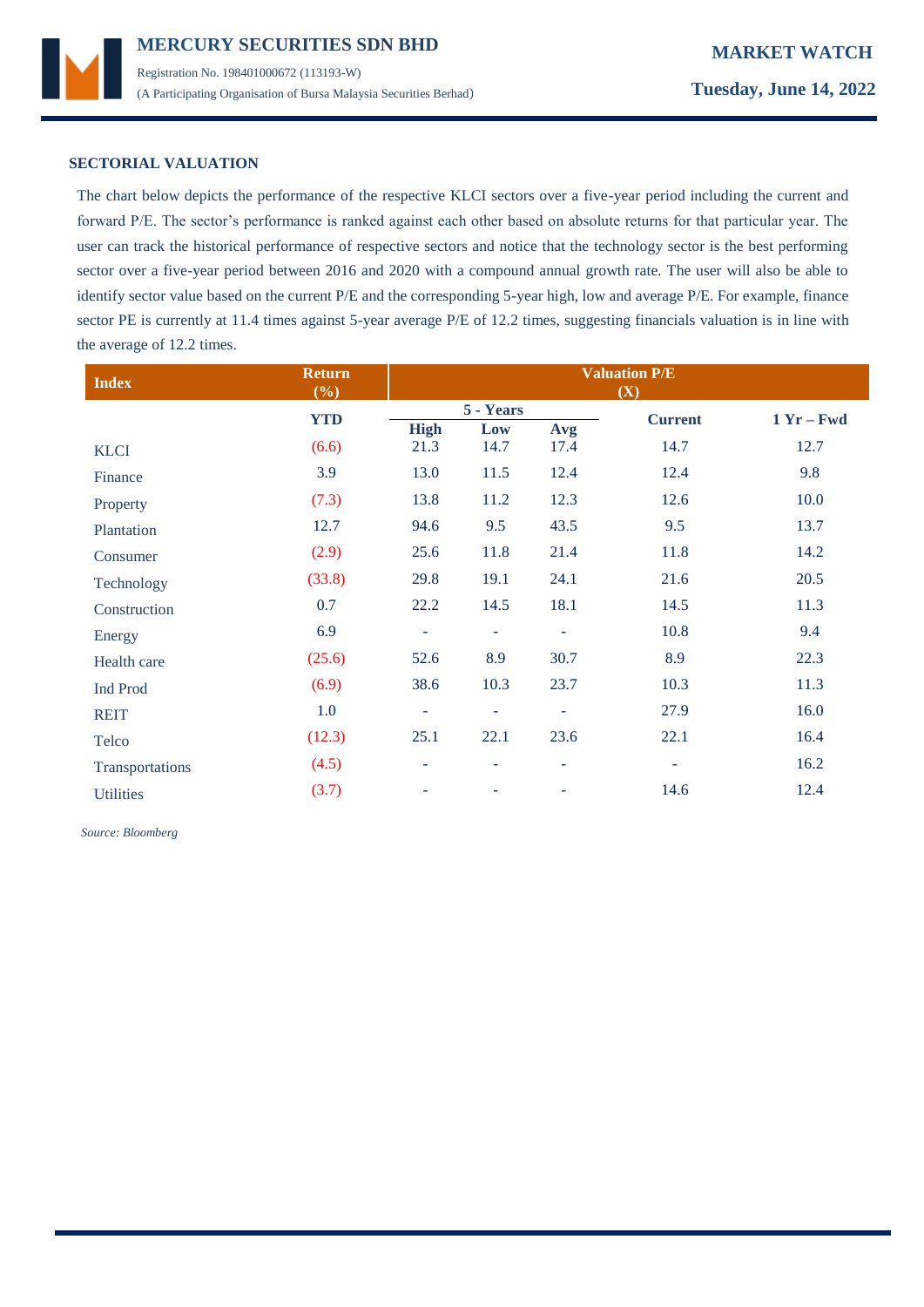## SECTORIAL VALUATION

The chart below depicts the performance of the respective KLCI sectors over a five-year period including the current and forward P/E. The sector's performance is ranked against each other based on absolute returns for that particular year. The user can track the historical performance of respective sectors and notice that the technology sector is the best performing sector over a five-year period between 2016 and 2020 with a compound annual growth rate. The user will also be able to identify sector value based on the current P/E and the corresponding 5-year high, low and average P/E. For example, finance sector PE is currently at 11.4 times against 5-year average P/E of 12.2 times, suggesting financials valuation is in line with the average of 12.2 times.

| Index | Return (%) | Valuation P/E (X) | | | | |
|---|---|---|---|---|---|---|
| | | 5 - Years | | | | |
| | YTD | High | Low | Avg | Current | 1 Yr – Fwd |
| KLCI | (6.6) | 21.3 | 14.7 | 17.4 | 14.7 | 12.7 |
| Finance | 3.9 | 13.0 | 11.5 | 12.4 | 12.4 | 9.8 |
| Property | (7.3) | 13.8 | 11.2 | 12.3 | 12.6 | 10.0 |
| Plantation | 12.7 | 94.6 | 9.5 | 43.5 | 9.5 | 13.7 |
| Consumer | (2.9) | 25.6 | 11.8 | 21.4 | 11.8 | 14.2 |
| Technology | (33.8) | 29.8 | 19.1 | 24.1 | 21.6 | 20.5 |
| Construction | 0.7 | 22.2 | 14.5 | 18.1 | 14.5 | 11.3 |
| Energy | 6.9 | - | - | - | 10.8 | 9.4 |
| Health care | (25.6) | 52.6 | 8.9 | 30.7 | 8.9 | 22.3 |
| Ind Prod | (6.9) | 38.6 | 10.3 | 23.7 | 10.3 | 11.3 |
| REIT | 1.0 | - | - | - | 27.9 | 16.0 |
| Telco | (12.3) | 25.1 | 22.1 | 23.6 | 22.1 | 16.4 |
| Transportations | (4.5) | - | - | - | - | 16.2 |
| Utilities | (3.7) | - | - | - | 14.6 | 12.4 |

*Source: Bloomberg*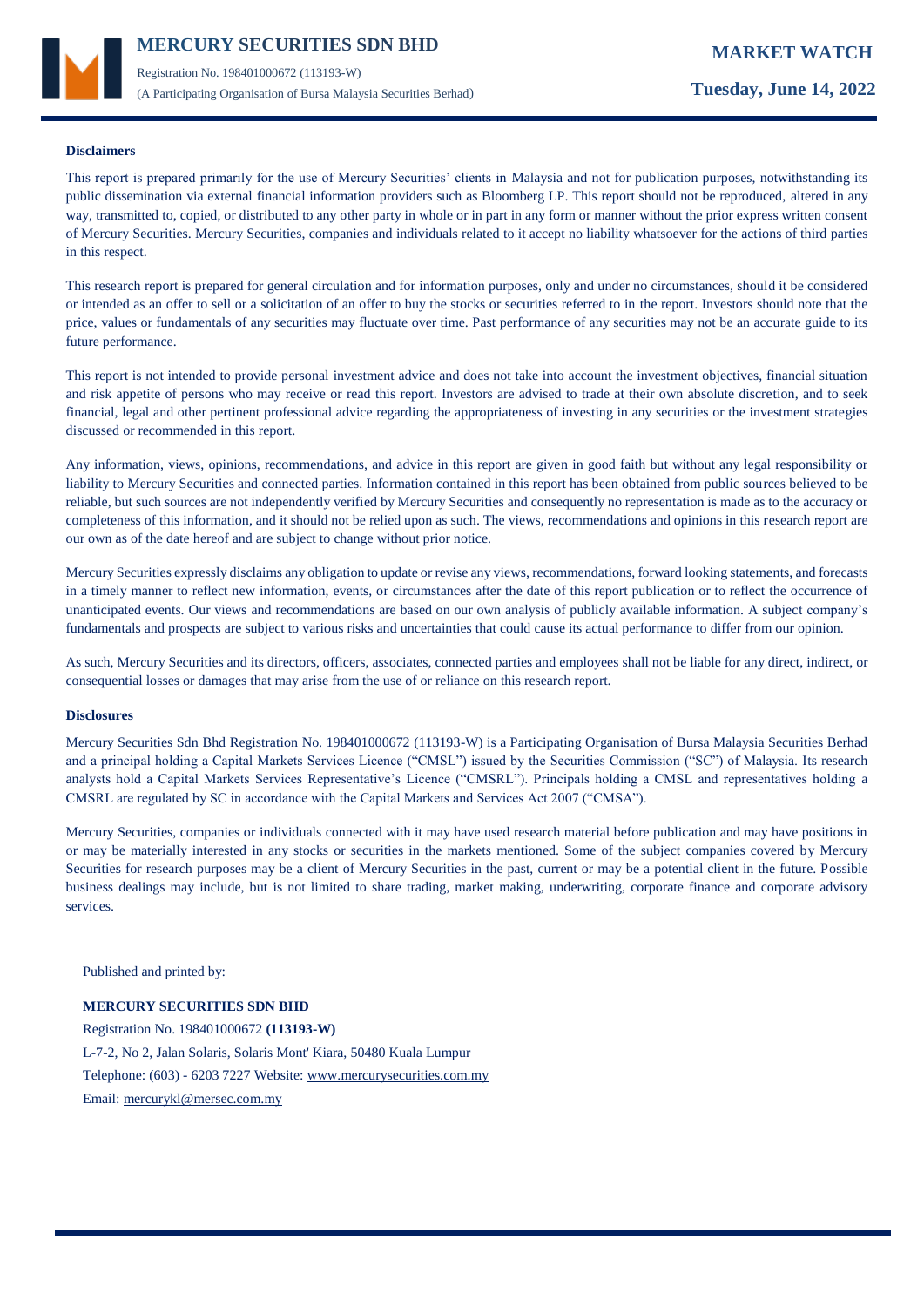### Disclaimers

This report is prepared primarily for the use of Mercury Securities' clients in Malaysia and not for publication purposes, notwithstanding its public dissemination via external financial information providers such as Bloomberg LP. This report should not be reproduced, altered in any way, transmitted to, copied, or distributed to any other party in whole or in part in any form or manner without the prior express written consent of Mercury Securities. Mercury Securities, companies and individuals related to it accept no liability whatsoever for the actions of third parties in this respect.

This research report is prepared for general circulation and for information purposes, only and under no circumstances, should it be considered or intended as an offer to sell or a solicitation of an offer to buy the stocks or securities referred to in the report. Investors should note that the price, values or fundamentals of any securities may fluctuate over time. Past performance of any securities may not be an accurate guide to its future performance.

This report is not intended to provide personal investment advice and does not take into account the investment objectives, financial situation and risk appetite of persons who may receive or read this report. Investors are advised to trade at their own absolute discretion, and to seek financial, legal and other pertinent professional advice regarding the appropriateness of investing in any securities or the investment strategies discussed or recommended in this report.

Any information, views, opinions, recommendations, and advice in this report are given in good faith but without any legal responsibility or liability to Mercury Securities and connected parties. Information contained in this report has been obtained from public sources believed to be reliable, but such sources are not independently verified by Mercury Securities and consequently no representation is made as to the accuracy or completeness of this information, and it should not be relied upon as such. The views, recommendations and opinions in this research report are our own as of the date hereof and are subject to change without prior notice.

Mercury Securities expressly disclaims any obligation to update or revise any views, recommendations, forward looking statements, and forecasts in a timely manner to reflect new information, events, or circumstances after the date of this report publication or to reflect the occurrence of unanticipated events. Our views and recommendations are based on our own analysis of publicly available information. A subject company's fundamentals and prospects are subject to various risks and uncertainties that could cause its actual performance to differ from our opinion.

As such, Mercury Securities and its directors, officers, associates, connected parties and employees shall not be liable for any direct, indirect, or consequential losses or damages that may arise from the use of or reliance on this research report.

### Disclosures

Mercury Securities Sdn Bhd Registration No. 198401000672 (113193-W) is a Participating Organisation of Bursa Malaysia Securities Berhad and a principal holding a Capital Markets Services Licence ("CMSL") issued by the Securities Commission ("SC") of Malaysia. Its research analysts hold a Capital Markets Services Representative's Licence ("CMSRL"). Principals holding a CMSL and representatives holding a CMSRL are regulated by SC in accordance with the Capital Markets and Services Act 2007 ("CMSA").

Mercury Securities, companies or individuals connected with it may have used research material before publication and may have positions in or may be materially interested in any stocks or securities in the markets mentioned. Some of the subject companies covered by Mercury Securities for research purposes may be a client of Mercury Securities in the past, current or may be a potential client in the future. Possible business dealings may include, but is not limited to share trading, market making, underwriting, corporate finance and corporate advisory services.

Published and printed by:

**MERCURY SECURITIES SDN BHD**

Registration No. 198401000672 **(113193-W)**

L-7-2, No 2, Jalan Solaris, Solaris Mont' Kiara, 50480 Kuala Lumpur

Telephone: (603) - 6203 7227 Website: www.mercurysecurities.com.my

Email: mercurykl@mersec.com.my